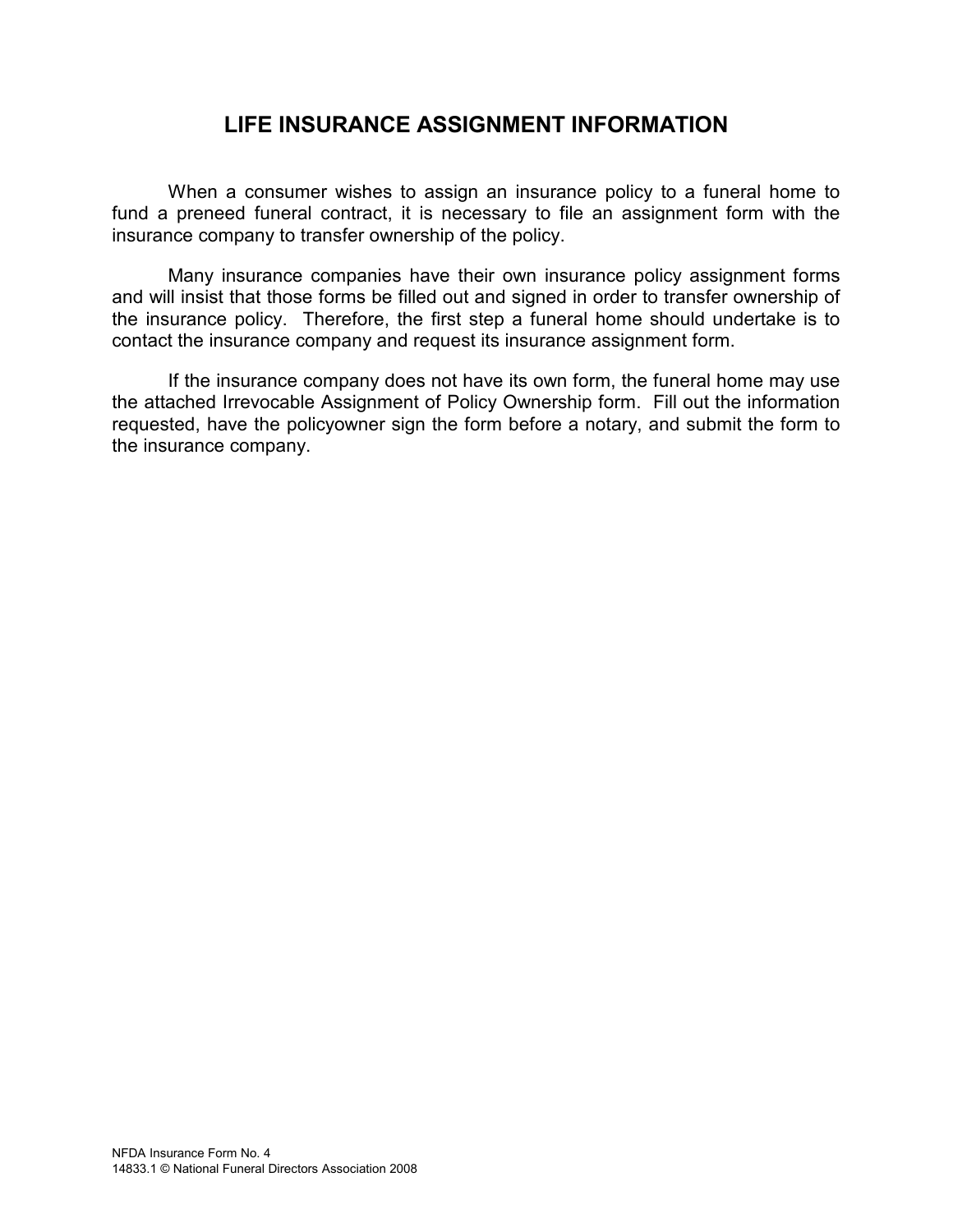# LIFE INSURANCE ASSIGNMENT INFORMATION

When a consumer wishes to assign an insurance policy to a funeral home to fund a preneed funeral contract, it is necessary to file an assignment form with the insurance company to transfer ownership of the policy.

Many insurance companies have their own insurance policy assignment forms and will insist that those forms be filled out and signed in order to transfer ownership of the insurance policy. Therefore, the first step a funeral home should undertake is to contact the insurance company and request its insurance assignment form.

If the insurance company does not have its own form, the funeral home may use the attached Irrevocable Assignment of Policy Ownership form. Fill out the information requested, have the policyowner sign the form before a notary, and submit the form to the insurance company.

NFDA Insurance Form No. 4
14833.1 © National Funeral Directors Association 2008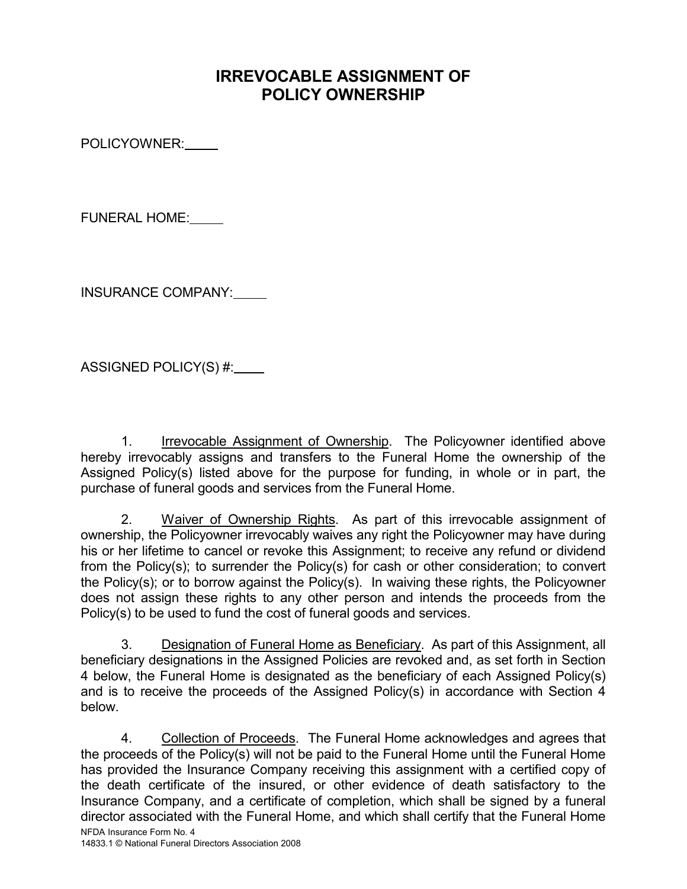# IRREVOCABLE ASSIGNMENT OF POLICY OWNERSHIP

POLICYOWNER: \_\_\_\_\_

FUNERAL HOME: \_\_\_\_\_

INSURANCE COMPANY: \_\_\_\_\_

ASSIGNED POLICY(S) #: \_\_\_\_\_

1. Irrevocable Assignment of Ownership. The Policyowner identified above hereby irrevocably assigns and transfers to the Funeral Home the ownership of the Assigned Policy(s) listed above for the purpose for funding, in whole or in part, the purchase of funeral goods and services from the Funeral Home.

2. Waiver of Ownership Rights. As part of this irrevocable assignment of ownership, the Policyowner irrevocably waives any right the Policyowner may have during his or her lifetime to cancel or revoke this Assignment; to receive any refund or dividend from the Policy(s); to surrender the Policy(s) for cash or other consideration; to convert the Policy(s); or to borrow against the Policy(s). In waiving these rights, the Policyowner does not assign these rights to any other person and intends the proceeds from the Policy(s) to be used to fund the cost of funeral goods and services.

3. Designation of Funeral Home as Beneficiary. As part of this Assignment, all beneficiary designations in the Assigned Policies are revoked and, as set forth in Section 4 below, the Funeral Home is designated as the beneficiary of each Assigned Policy(s) and is to receive the proceeds of the Assigned Policy(s) in accordance with Section 4 below.

4. Collection of Proceeds. The Funeral Home acknowledges and agrees that the proceeds of the Policy(s) will not be paid to the Funeral Home until the Funeral Home has provided the Insurance Company receiving this assignment with a certified copy of the death certificate of the insured, or other evidence of death satisfactory to the Insurance Company, and a certificate of completion, which shall be signed by a funeral director associated with the Funeral Home, and which shall certify that the Funeral Home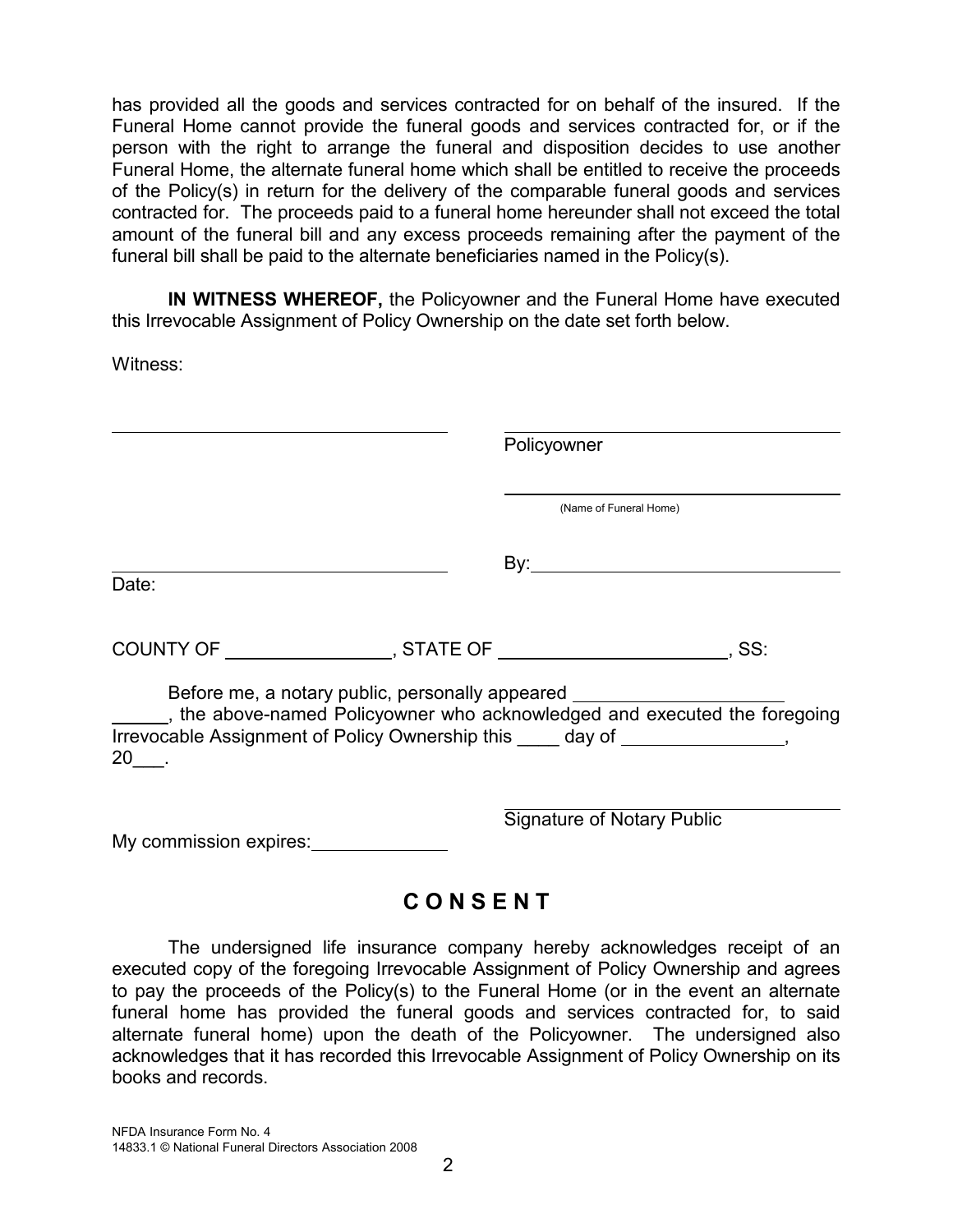has provided all the goods and services contracted for on behalf of the insured. If the Funeral Home cannot provide the funeral goods and services contracted for, or if the person with the right to arrange the funeral and disposition decides to use another Funeral Home, the alternate funeral home which shall be entitled to receive the proceeds of the Policy(s) in return for the delivery of the comparable funeral goods and services contracted for. The proceeds paid to a funeral home hereunder shall not exceed the total amount of the funeral bill and any excess proceeds remaining after the payment of the funeral bill shall be paid to the alternate beneficiaries named in the Policy(s).

**IN WITNESS WHEREOF,** the Policyowner and the Funeral Home have executed this Irrevocable Assignment of Policy Ownership on the date set forth below.

Witness:

\_\_\_\_\_\_\_\_\_\_\_\_\_\_\_\_\_\_\_\_\_\_\_\_\_\_\_\_\_\_\_\_ \_\_\_\_\_\_\_\_\_\_\_\_\_\_\_\_\_\_\_\_\_\_\_\_\_\_\_\_\_\_\_\_
Policyowner

\_\_\_\_\_\_\_\_\_\_\_\_\_\_\_\_\_\_\_\_\_\_\_\_\_\_\_\_\_\_\_\_
(Name of Funeral Home)

\_\_\_\_\_\_\_\_\_\_\_\_\_\_\_\_\_\_\_\_\_\_\_\_\_\_\_\_\_\_\_\_ By:\_\_\_\_\_\_\_\_\_\_\_\_\_\_\_\_\_\_\_\_\_\_\_\_\_\_\_\_\_\_
Date:

COUNTY OF \_\_\_\_\_\_\_\_\_\_\_\_\_\_\_\_, STATE OF \_\_\_\_\_\_\_\_\_\_\_\_\_\_\_\_\_\_\_\_\_\_, SS:

Before me, a notary public, personally appeared \_\_\_\_\_\_\_\_\_\_\_\_\_\_\_\_\_\_\_\_\_\_\_\_\_\_, the above-named Policyowner who acknowledged and executed the foregoing Irrevocable Assignment of Policy Ownership this \_\_\_\_ day of \_\_\_\_\_\_\_\_\_\_\_\_\_\_\_\_, 20\_\_\_.

\_\_\_\_\_\_\_\_\_\_\_\_\_\_\_\_\_\_\_\_\_\_\_\_\_\_\_\_\_\_\_\_
Signature of Notary Public

My commission expires:\_\_\_\_\_\_\_\_\_\_\_\_\_\_

## C O N S E N T

The undersigned life insurance company hereby acknowledges receipt of an executed copy of the foregoing Irrevocable Assignment of Policy Ownership and agrees to pay the proceeds of the Policy(s) to the Funeral Home (or in the event an alternate funeral home has provided the funeral goods and services contracted for, to said alternate funeral home) upon the death of the Policyowner. The undersigned also acknowledges that it has recorded this Irrevocable Assignment of Policy Ownership on its books and records.

NFDA Insurance Form No. 4
14833.1 © National Funeral Directors Association 2008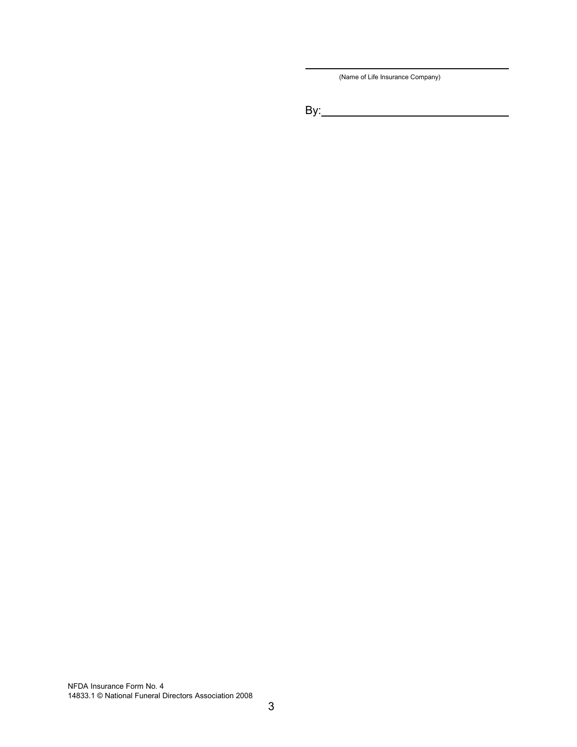\_\_\_\_\_\_\_\_\_\_\_\_\_\_\_\_\_\_\_\_\_\_\_\_\_\_\_\_\_\_\_\_\_\_\_\_\_\_\_\_

(Name of Life Insurance Company)

By:\_\_\_\_\_\_\_\_\_\_\_\_\_\_\_\_\_\_\_\_\_\_\_\_\_\_\_\_\_\_\_\_\_\_\_\_

NFDA Insurance Form No. 4
14833.1 © National Funeral Directors Association 2008